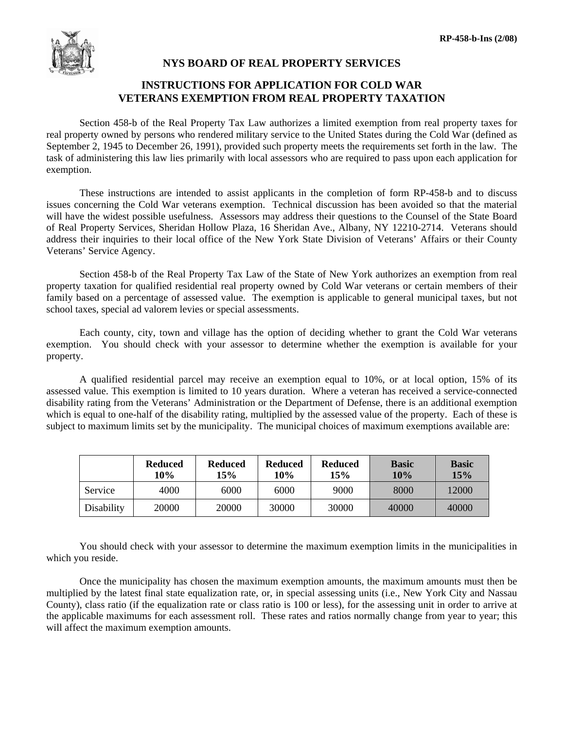RP-458-b-Ins (2/08)

## NYS BOARD OF REAL PROPERTY SERVICES

# INSTRUCTIONS FOR APPLICATION FOR COLD WAR VETERANS EXEMPTION FROM REAL PROPERTY TAXATION

Section 458-b of the Real Property Tax Law authorizes a limited exemption from real property taxes for real property owned by persons who rendered military service to the United States during the Cold War (defined as September 2, 1945 to December 26, 1991), provided such property meets the requirements set forth in the law. The task of administering this law lies primarily with local assessors who are required to pass upon each application for exemption.

These instructions are intended to assist applicants in the completion of form RP-458-b and to discuss issues concerning the Cold War veterans exemption. Technical discussion has been avoided so that the material will have the widest possible usefulness. Assessors may address their questions to the Counsel of the State Board of Real Property Services, Sheridan Hollow Plaza, 16 Sheridan Ave., Albany, NY 12210-2714. Veterans should address their inquiries to their local office of the New York State Division of Veterans' Affairs or their County Veterans' Service Agency.

Section 458-b of the Real Property Tax Law of the State of New York authorizes an exemption from real property taxation for qualified residential real property owned by Cold War veterans or certain members of their family based on a percentage of assessed value. The exemption is applicable to general municipal taxes, but not school taxes, special ad valorem levies or special assessments.

Each county, city, town and village has the option of deciding whether to grant the Cold War veterans exemption. You should check with your assessor to determine whether the exemption is available for your property.

A qualified residential parcel may receive an exemption equal to 10%, or at local option, 15% of its assessed value. This exemption is limited to 10 years duration. Where a veteran has received a service-connected disability rating from the Veterans' Administration or the Department of Defense, there is an additional exemption which is equal to one-half of the disability rating, multiplied by the assessed value of the property. Each of these is subject to maximum limits set by the municipality. The municipal choices of maximum exemptions available are:

| | Reduced 10% | Reduced 15% | Reduced 10% | Reduced 15% | Basic 10% | Basic 15% |
|---|---|---|---|---|---|---|
| Service | 4000 | 6000 | 6000 | 9000 | 8000 | 12000 |
| Disability | 20000 | 20000 | 30000 | 30000 | 40000 | 40000 |

You should check with your assessor to determine the maximum exemption limits in the municipalities in which you reside.

Once the municipality has chosen the maximum exemption amounts, the maximum amounts must then be multiplied by the latest final state equalization rate, or, in special assessing units (i.e., New York City and Nassau County), class ratio (if the equalization rate or class ratio is 100 or less), for the assessing unit in order to arrive at the applicable maximums for each assessment roll. These rates and ratios normally change from year to year; this will affect the maximum exemption amounts.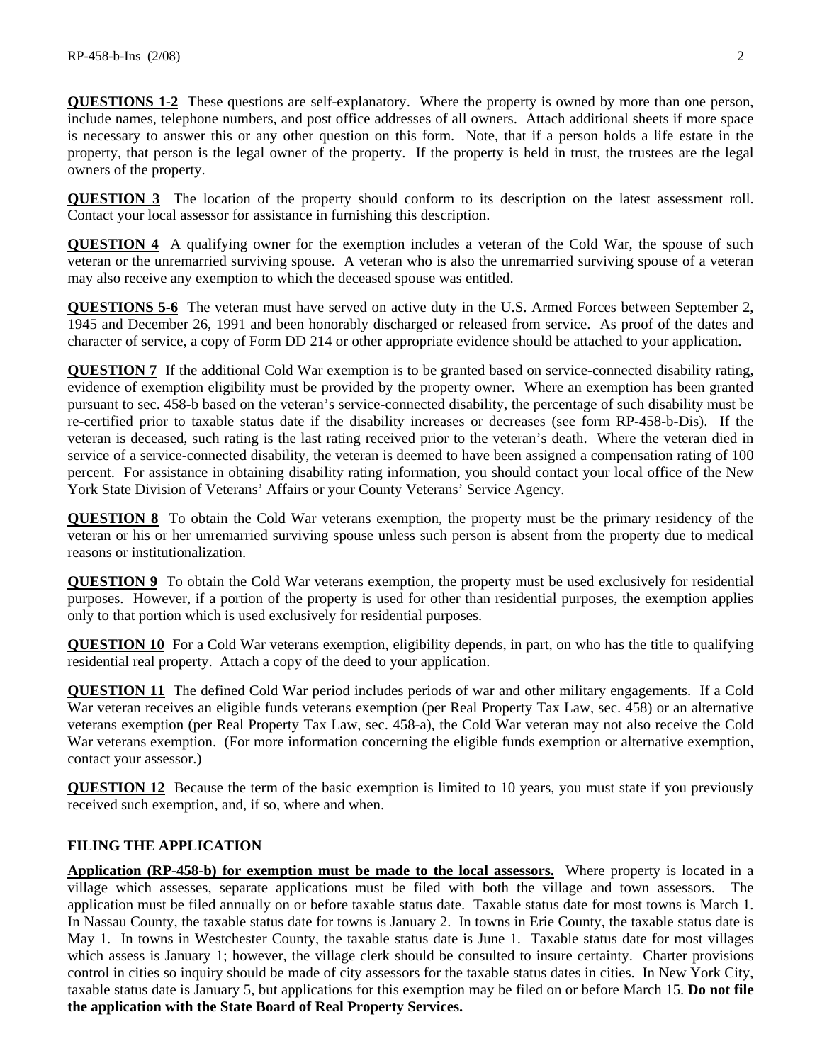**QUESTIONS 1-2** These questions are self-explanatory. Where the property is owned by more than one person, include names, telephone numbers, and post office addresses of all owners. Attach additional sheets if more space is necessary to answer this or any other question on this form. Note, that if a person holds a life estate in the property, that person is the legal owner of the property. If the property is held in trust, the trustees are the legal owners of the property.

**QUESTION 3** The location of the property should conform to its description on the latest assessment roll. Contact your local assessor for assistance in furnishing this description.

**QUESTION 4** A qualifying owner for the exemption includes a veteran of the Cold War, the spouse of such veteran or the unremarried surviving spouse. A veteran who is also the unremarried surviving spouse of a veteran may also receive any exemption to which the deceased spouse was entitled.

**QUESTIONS 5-6** The veteran must have served on active duty in the U.S. Armed Forces between September 2, 1945 and December 26, 1991 and been honorably discharged or released from service. As proof of the dates and character of service, a copy of Form DD 214 or other appropriate evidence should be attached to your application.

**QUESTION 7** If the additional Cold War exemption is to be granted based on service-connected disability rating, evidence of exemption eligibility must be provided by the property owner. Where an exemption has been granted pursuant to sec. 458-b based on the veteran's service-connected disability, the percentage of such disability must be re-certified prior to taxable status date if the disability increases or decreases (see form RP-458-b-Dis). If the veteran is deceased, such rating is the last rating received prior to the veteran's death. Where the veteran died in service of a service-connected disability, the veteran is deemed to have been assigned a compensation rating of 100 percent. For assistance in obtaining disability rating information, you should contact your local office of the New York State Division of Veterans' Affairs or your County Veterans' Service Agency.

**QUESTION 8** To obtain the Cold War veterans exemption, the property must be the primary residency of the veteran or his or her unremarried surviving spouse unless such person is absent from the property due to medical reasons or institutionalization.

**QUESTION 9** To obtain the Cold War veterans exemption, the property must be used exclusively for residential purposes. However, if a portion of the property is used for other than residential purposes, the exemption applies only to that portion which is used exclusively for residential purposes.

**QUESTION 10** For a Cold War veterans exemption, eligibility depends, in part, on who has the title to qualifying residential real property. Attach a copy of the deed to your application.

**QUESTION 11** The defined Cold War period includes periods of war and other military engagements. If a Cold War veteran receives an eligible funds veterans exemption (per Real Property Tax Law, sec. 458) or an alternative veterans exemption (per Real Property Tax Law, sec. 458-a), the Cold War veteran may not also receive the Cold War veterans exemption. (For more information concerning the eligible funds exemption or alternative exemption, contact your assessor.)

**QUESTION 12** Because the term of the basic exemption is limited to 10 years, you must state if you previously received such exemption, and, if so, where and when.

## FILING THE APPLICATION

**Application (RP-458-b) for exemption must be made to the local assessors.** Where property is located in a village which assesses, separate applications must be filed with both the village and town assessors. The application must be filed annually on or before taxable status date. Taxable status date for most towns is March 1. In Nassau County, the taxable status date for towns is January 2. In towns in Erie County, the taxable status date is May 1. In towns in Westchester County, the taxable status date is June 1. Taxable status date for most villages which assess is January 1; however, the village clerk should be consulted to insure certainty. Charter provisions control in cities so inquiry should be made of city assessors for the taxable status dates in cities. In New York City, taxable status date is January 5, but applications for this exemption may be filed on or before March 15. **Do not file the application with the State Board of Real Property Services.**